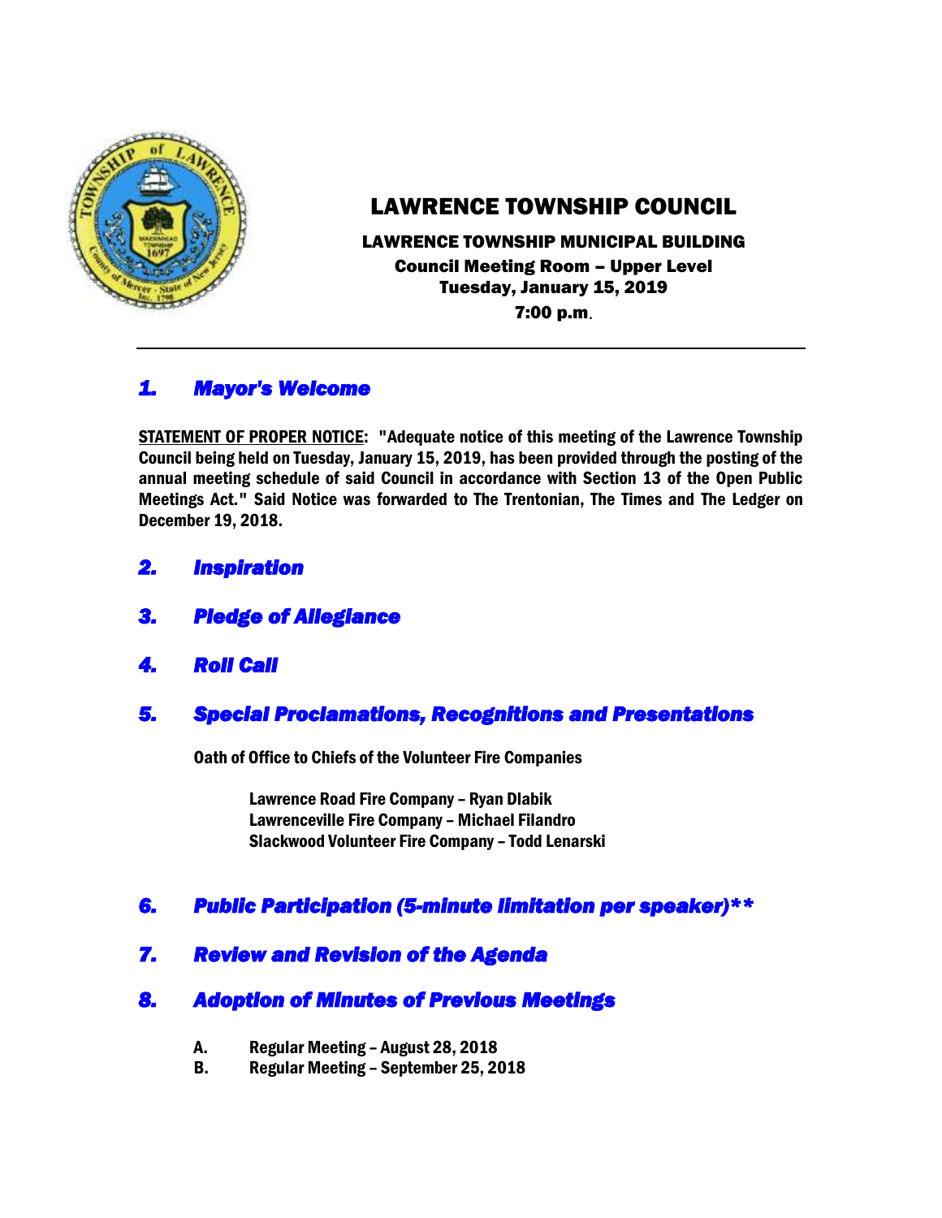# LAWRENCE TOWNSHIP COUNCIL

**LAWRENCE TOWNSHIP MUNICIPAL BUILDING**
**Council Meeting Room – Upper Level**
**Tuesday, January 15, 2019**
**7:00 p.m.**

---

## *1. Mayor's Welcome*

**STATEMENT OF PROPER NOTICE: "Adequate notice of this meeting of the Lawrence Township Council being held on Tuesday, January 15, 2019, has been provided through the posting of the annual meeting schedule of said Council in accordance with Section 13 of the Open Public Meetings Act." Said Notice was forwarded to The Trentonian, The Times and The Ledger on December 19, 2018.**

## *2. Inspiration*

## *3. Pledge of Allegiance*

## *4. Roll Call*

## *5. Special Proclamations, Recognitions and Presentations*

**Oath of Office to Chiefs of the Volunteer Fire Companies**

**Lawrence Road Fire Company – Ryan Dlabik**
**Lawrenceville Fire Company – Michael Filandro**
**Slackwood Volunteer Fire Company – Todd Lenarski**

## *6. Public Participation (5-minute limitation per speaker)\*\**

## *7. Review and Revision of the Agenda*

## *8. Adoption of Minutes of Previous Meetings*

- **A. Regular Meeting – August 28, 2018**
- **B. Regular Meeting – September 25, 2018**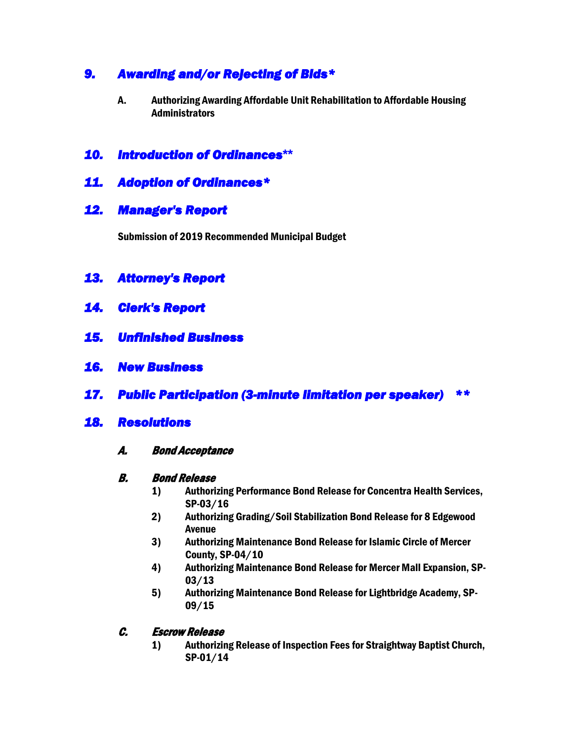## 9. Awarding and/or Rejecting of Bids*

A. **Authorizing Awarding Affordable Unit Rehabilitation to Affordable Housing Administrators**

## 10. Introduction of Ordinances**

## 11. Adoption of Ordinances*

## 12. Manager's Report

**Submission of 2019 Recommended Municipal Budget**

## 13. Attorney's Report

## 14. Clerk's Report

## 15. Unfinished Business

## 16. New Business

## 17. Public Participation (3-minute limitation per speaker) **

## 18. Resolutions

### A. *Bond Acceptance*

### B. *Bond Release*

1) **Authorizing Performance Bond Release for Concentra Health Services, SP-03/16**
2) **Authorizing Grading/Soil Stabilization Bond Release for 8 Edgewood Avenue**
3) **Authorizing Maintenance Bond Release for Islamic Circle of Mercer County, SP-04/10**
4) **Authorizing Maintenance Bond Release for Mercer Mall Expansion, SP-03/13**
5) **Authorizing Maintenance Bond Release for Lightbridge Academy, SP-09/15**

### C. *Escrow Release*

1) **Authorizing Release of Inspection Fees for Straightway Baptist Church, SP-01/14**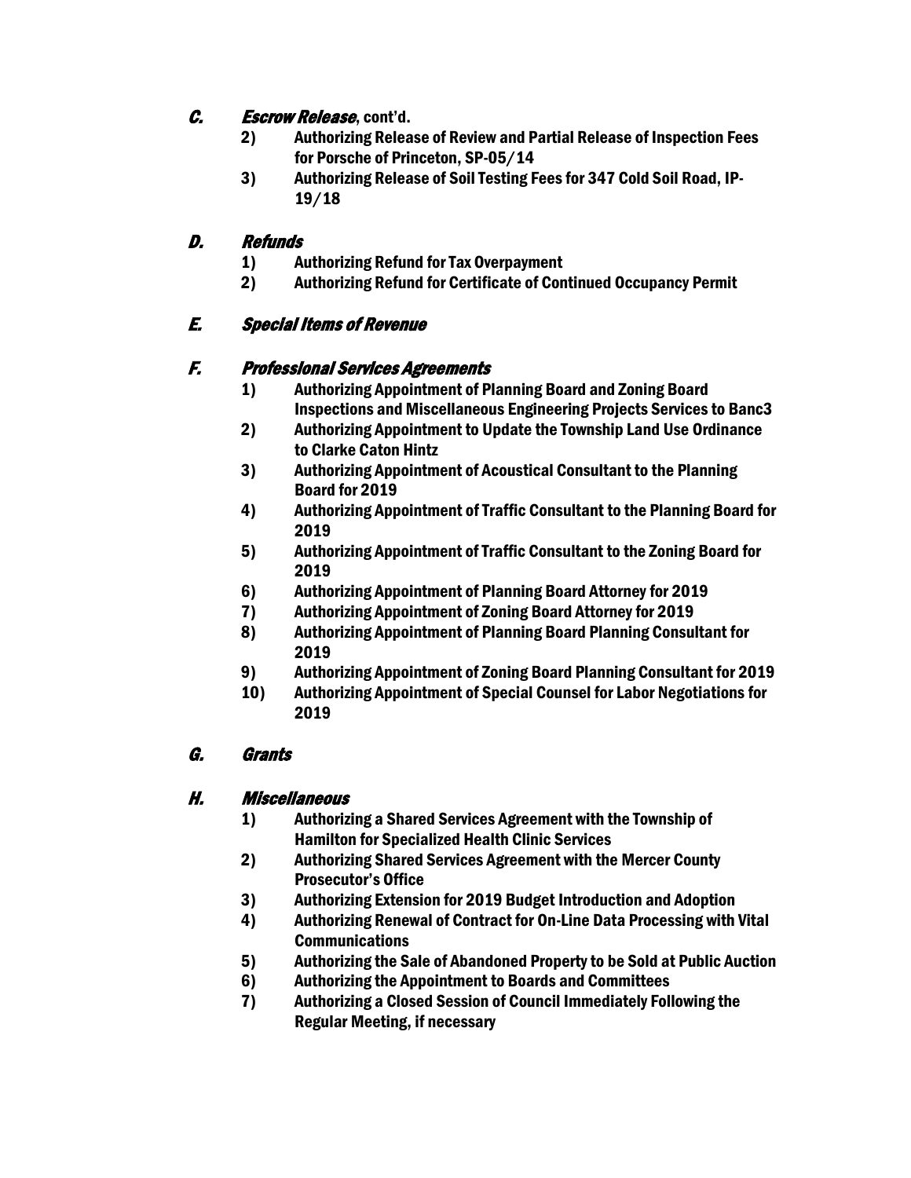### C. *Escrow Release*, cont'd.

2) **Authorizing Release of Review and Partial Release of Inspection Fees for Porsche of Princeton, SP-05/14**
3) **Authorizing Release of Soil Testing Fees for 347 Cold Soil Road, IP-19/18**

### D. *Refunds*

1) **Authorizing Refund for Tax Overpayment**
2) **Authorizing Refund for Certificate of Continued Occupancy Permit**

### E. *Special Items of Revenue*

### F. *Professional Services Agreements*

1) **Authorizing Appointment of Planning Board and Zoning Board Inspections and Miscellaneous Engineering Projects Services to Banc3**
2) **Authorizing Appointment to Update the Township Land Use Ordinance to Clarke Caton Hintz**
3) **Authorizing Appointment of Acoustical Consultant to the Planning Board for 2019**
4) **Authorizing Appointment of Traffic Consultant to the Planning Board for 2019**
5) **Authorizing Appointment of Traffic Consultant to the Zoning Board for 2019**
6) **Authorizing Appointment of Planning Board Attorney for 2019**
7) **Authorizing Appointment of Zoning Board Attorney for 2019**
8) **Authorizing Appointment of Planning Board Planning Consultant for 2019**
9) **Authorizing Appointment of Zoning Board Planning Consultant for 2019**
10) **Authorizing Appointment of Special Counsel for Labor Negotiations for 2019**

### G. *Grants*

### H. *Miscellaneous*

1) **Authorizing a Shared Services Agreement with the Township of Hamilton for Specialized Health Clinic Services**
2) **Authorizing Shared Services Agreement with the Mercer County Prosecutor's Office**
3) **Authorizing Extension for 2019 Budget Introduction and Adoption**
4) **Authorizing Renewal of Contract for On-Line Data Processing with Vital Communications**
5) **Authorizing the Sale of Abandoned Property to be Sold at Public Auction**
6) **Authorizing the Appointment to Boards and Committees**
7) **Authorizing a Closed Session of Council Immediately Following the Regular Meeting, if necessary**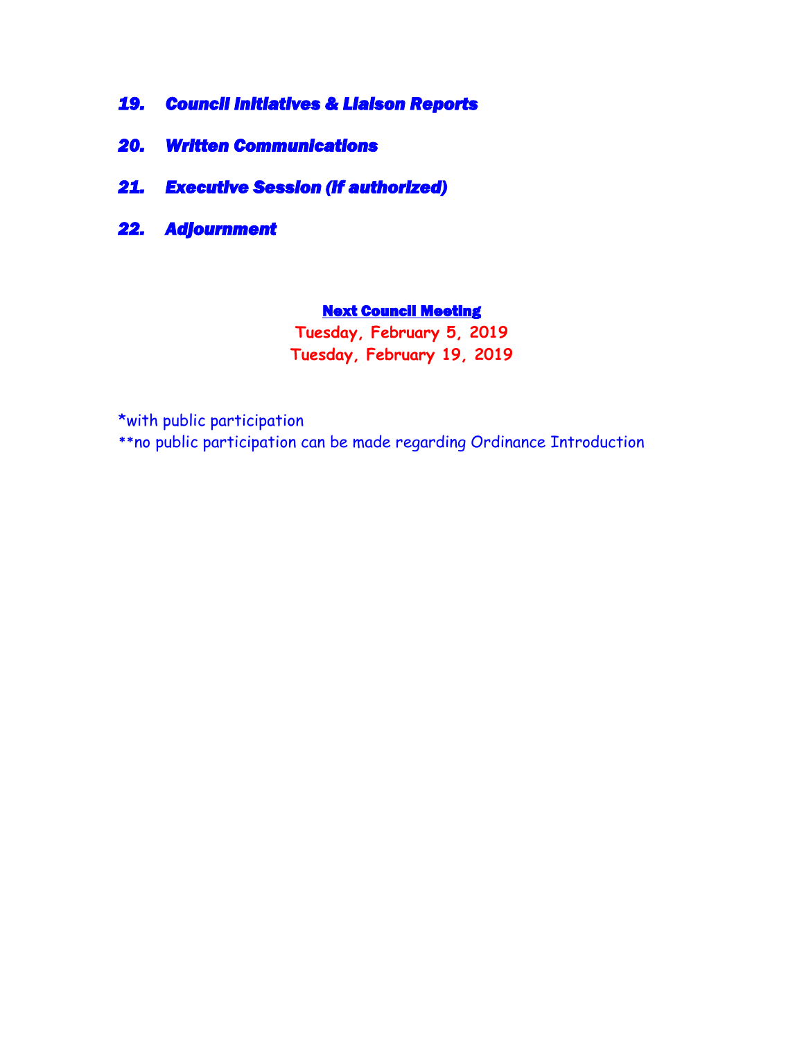*19. Council Initiatives & Liaison Reports*

*20. Written Communications*

*21. Executive Session (if authorized)*

*22. Adjournment*

**Next Council Meeting**

**Tuesday, February 5, 2019**

**Tuesday, February 19, 2019**

*with public participation

**no public participation can be made regarding Ordinance Introduction